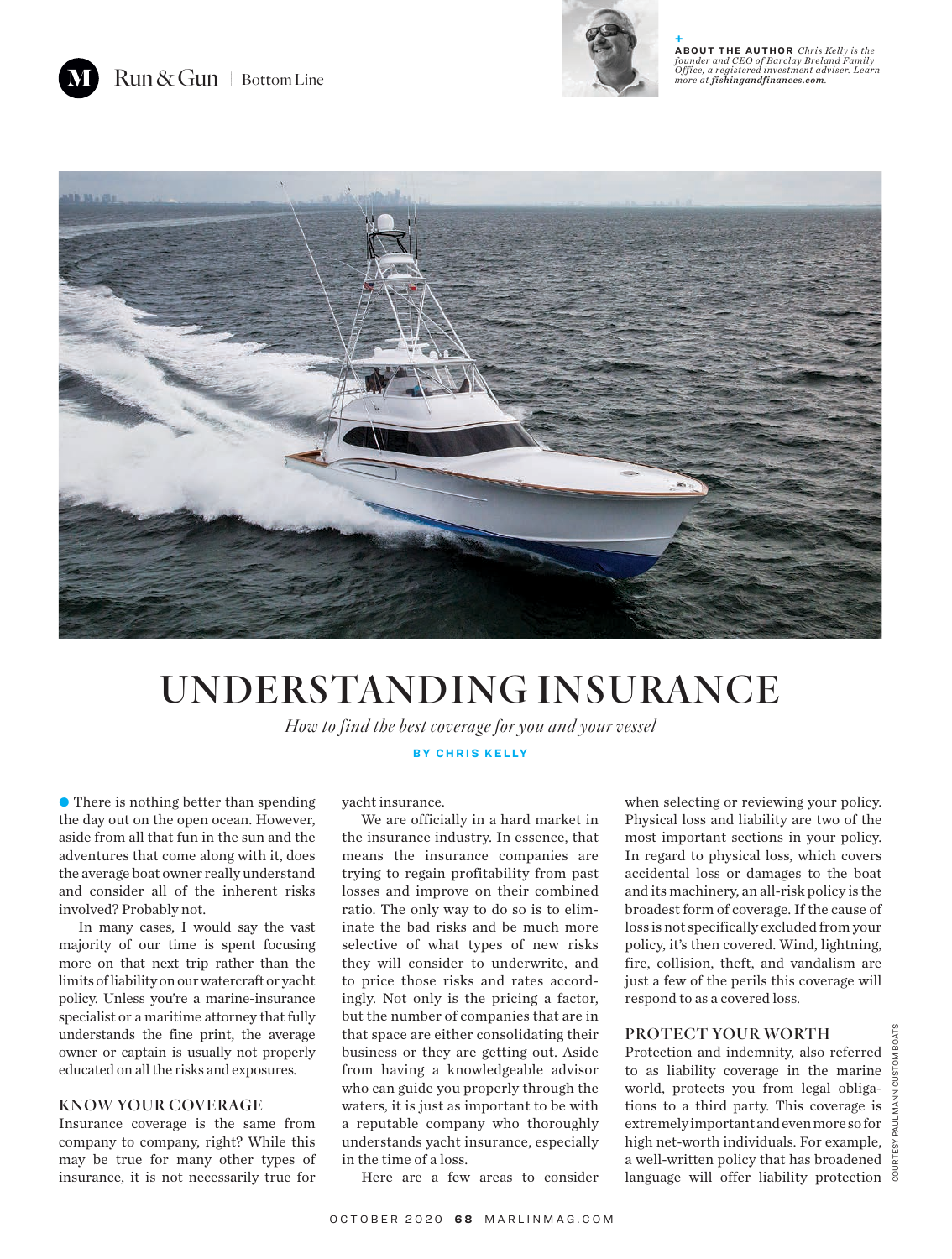**ABOUT THE AUTHOR** *Chris Kelly is the founder and CEO of Barclay Breland Family Office, a registered investment adviser. Learn more at **fishingandfinances.com**.*

# UNDERSTANDING INSURANCE

*How to find the best coverage for you and your vessel*

**BY CHRIS KELLY**

There is nothing better than spending the day out on the open ocean. However, aside from all that fun in the sun and the adventures that come along with it, does the average boat owner really understand and consider all of the inherent risks involved? Probably not.

In many cases, I would say the vast majority of our time is spent focusing more on that next trip rather than the limits of liability on our watercraft or yacht policy. Unless you're a marine-insurance specialist or a maritime attorney that fully understands the fine print, the average owner or captain is usually not properly educated on all the risks and exposures.

## KNOW YOUR COVERAGE

Insurance coverage is the same from company to company, right? While this may be true for many other types of insurance, it is not necessarily true for yacht insurance.

We are officially in a hard market in the insurance industry. In essence, that means the insurance companies are trying to regain profitability from past losses and improve on their combined ratio. The only way to do so is to eliminate the bad risks and be much more selective of what types of new risks they will consider to underwrite, and to price those risks and rates accordingly. Not only is the pricing a factor, but the number of companies that are in that space are either consolidating their business or they are getting out. Aside from having a knowledgeable advisor who can guide you properly through the waters, it is just as important to be with a reputable company who thoroughly understands yacht insurance, especially in the time of a loss.

Here are a few areas to consider when selecting or reviewing your policy. Physical loss and liability are two of the most important sections in your policy. In regard to physical loss, which covers accidental loss or damages to the boat and its machinery, an all-risk policy is the broadest form of coverage. If the cause of loss is not specifically excluded from your policy, it's then covered. Wind, lightning, fire, collision, theft, and vandalism are just a few of the perils this coverage will respond to as a covered loss.

## PROTECT YOUR WORTH

Protection and indemnity, also referred to as liability coverage in the marine world, protects you from legal obligations to a third party. This coverage is extremely important and even more so for high net-worth individuals. For example, a well-written policy that has broadened language will offer liability protection

COURTESY PAUL MANN CUSTOM BOATS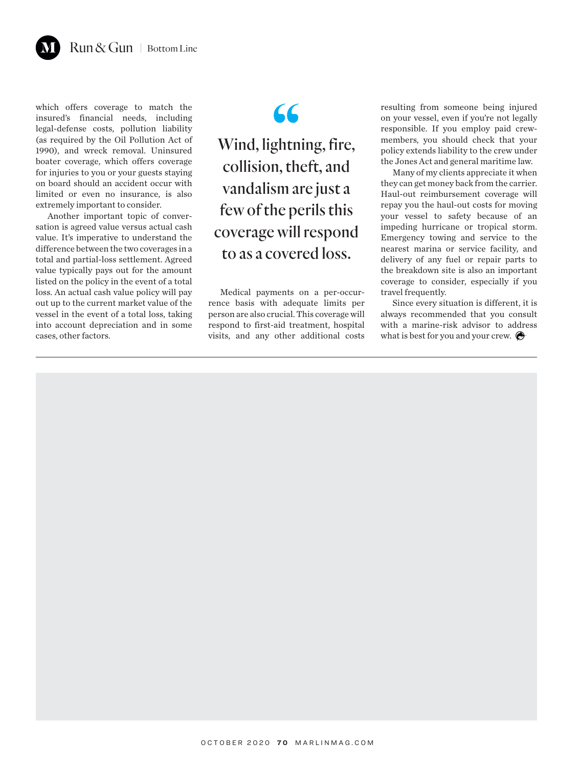which offers coverage to match the insured's financial needs, including legal-defense costs, pollution liability (as required by the Oil Pollution Act of 1990), and wreck removal. Uninsured boater coverage, which offers coverage for injuries to you or your guests staying on board should an accident occur with limited or even no insurance, is also extremely important to consider.

Another important topic of conversation is agreed value versus actual cash value. It's imperative to understand the difference between the two coverages in a total and partial-loss settlement. Agreed value typically pays out for the amount listed on the policy in the event of a total loss. An actual cash value policy will pay out up to the current market value of the vessel in the event of a total loss, taking into account depreciation and in some cases, other factors.

> "Wind, lightning, fire, collision, theft, and vandalism are just a few of the perils this coverage will respond to as a covered loss.

Medical payments on a per-occurrence basis with adequate limits per person are also crucial. This coverage will respond to first-aid treatment, hospital visits, and any other additional costs resulting from someone being injured on your vessel, even if you're not legally responsible. If you employ paid crewmembers, you should check that your policy extends liability to the crew under the Jones Act and general maritime law.

Many of my clients appreciate it when they can get money back from the carrier. Haul-out reimbursement coverage will repay you the haul-out costs for moving your vessel to safety because of an impeding hurricane or tropical storm. Emergency towing and service to the nearest marina or service facility, and delivery of any fuel or repair parts to the breakdown site is also an important coverage to consider, especially if you travel frequently.

Since every situation is different, it is always recommended that you consult with a marine-risk advisor to address what is best for you and your crew.